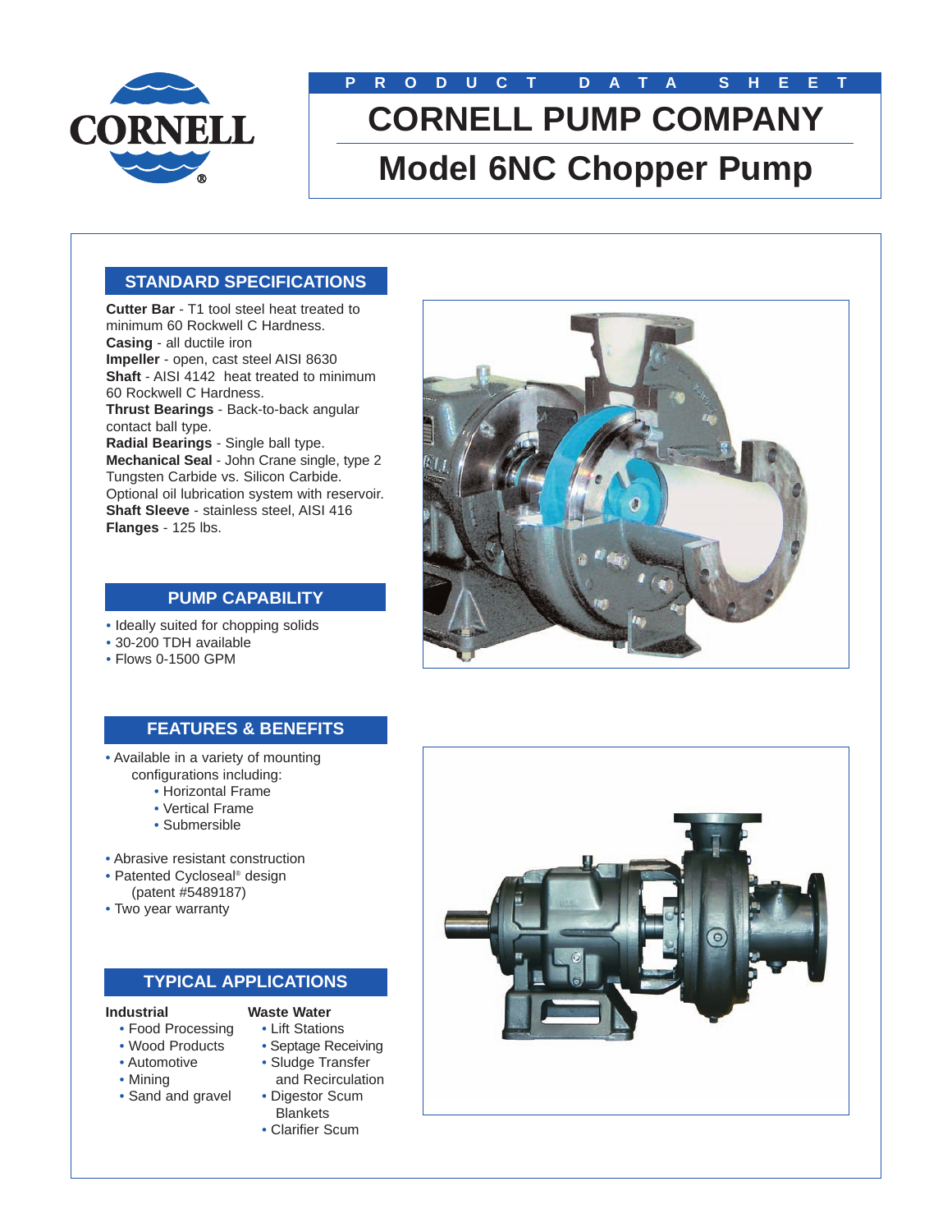PRODUCT DATA SHEET

# CORNELL PUMP COMPANY

# Model 6NC Chopper Pump

## STANDARD SPECIFICATIONS

**Cutter Bar** - T1 tool steel heat treated to minimum 60 Rockwell C Hardness.
**Casing** - all ductile iron
**Impeller** - open, cast steel AISI 8630
**Shaft** - AISI 4142 heat treated to minimum 60 Rockwell C Hardness.
**Thrust Bearings** - Back-to-back angular contact ball type.
**Radial Bearings** - Single ball type.
**Mechanical Seal** - John Crane single, type 2 Tungsten Carbide vs. Silicon Carbide. Optional oil lubrication system with reservoir.
**Shaft Sleeve** - stainless steel, AISI 416
**Flanges** - 125 lbs.

## PUMP CAPABILITY

- Ideally suited for chopping solids
- 30-200 TDH available
- Flows 0-1500 GPM

## FEATURES & BENEFITS

- Available in a variety of mounting configurations including:
  - Horizontal Frame
  - Vertical Frame
  - Submersible
- Abrasive resistant construction
- Patented Cycloseal® design (patent #5489187)
- Two year warranty

## TYPICAL APPLICATIONS

**Industrial**
- Food Processing
- Wood Products
- Automotive
- Mining
- Sand and gravel

**Waste Water**
- Lift Stations
- Septage Receiving
- Sludge Transfer and Recirculation
- Digestor Scum Blankets
- Clarifier Scum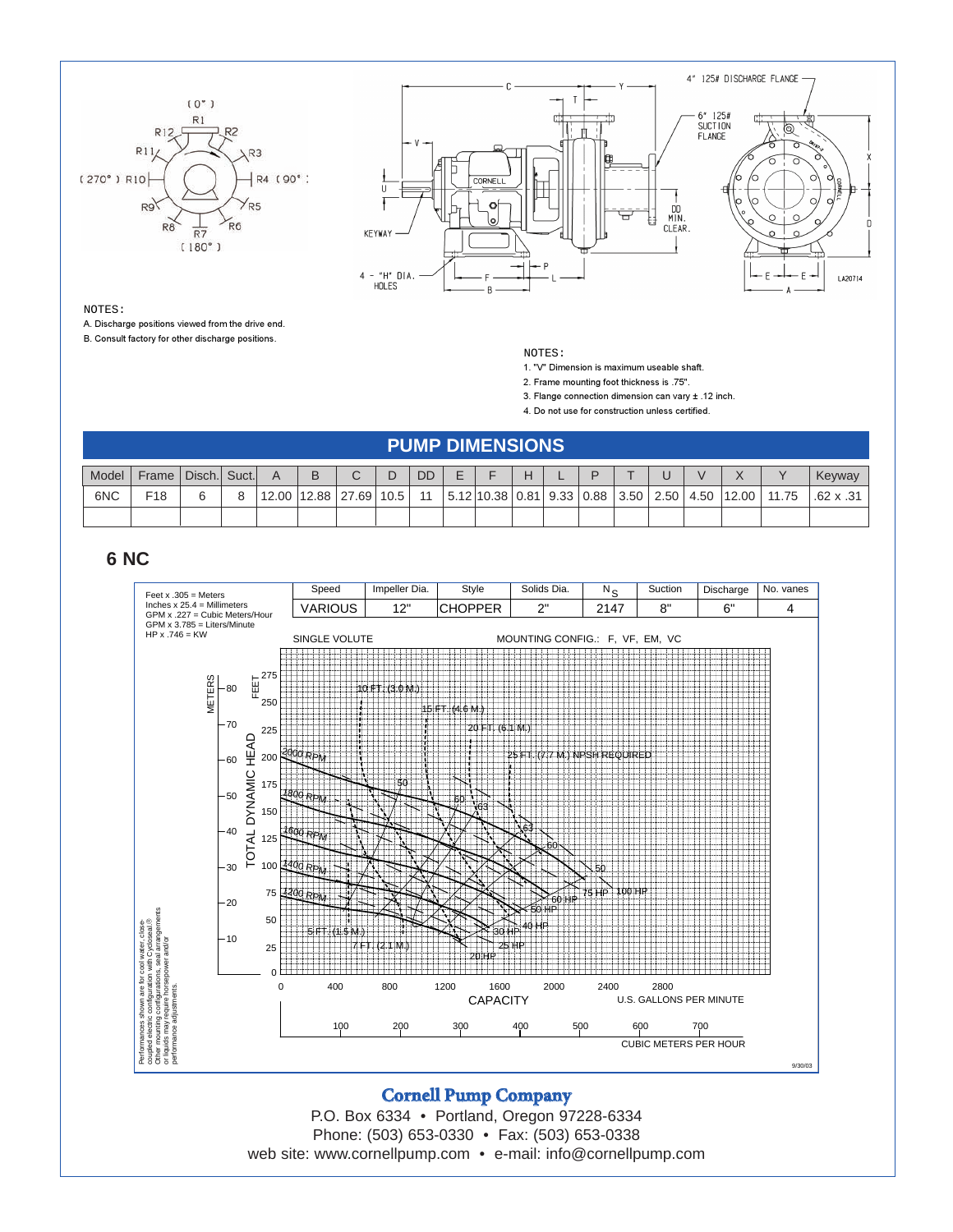( 0° )
R1
R12 R2
R11 R3
( 270° ) R10 R4 ( 90° )
R9 R5
R8 R6
R7
( 180° )

NOTES:

A. Discharge positions viewed from the drive end.

B. Consult factory for other discharge positions.

4" 125# DISCHARGE FLANGE

6" 125# SUCTION FLANGE

C Y T V U KEYWAY 4 - "H" DIA. HOLES F B P L DD MIN. CLEAR. X D E E A LA20714

NOTES:

1. "V" Dimension is maximum useable shaft.
2. Frame mounting foot thickness is .75".
3. Flange connection dimension can vary ± .12 inch.
4. Do not use for construction unless certified.

## PUMP DIMENSIONS

| Model | Frame | Disch. | Suct. | A | B | C | D | DD | E | F | H | L | P | T | U | V | X | Y | Keyway |
|---|---|---|---|---|---|---|---|---|---|---|---|---|---|---|---|---|---|---|---|
| 6NC | F18 | 6 | 8 | 12.00 | 12.88 | 27.69 | 10.5 | 11 | 5.12 | 10.38 | 0.81 | 9.33 | 0.88 | 3.50 | 2.50 | 4.50 | 12.00 | 11.75 | .62 x .31 |
| | | | | | | | | | | | | | | | | | | | |

## 6 NC

Feet x .305 = Meters
Inches x 25.4 = Millimeters
GPM x .227 = Cubic Meters/Hour
GPM x 3.785 = Liters/Minute
HP x .746 = KW

| Speed | Impeller Dia. | Style | Solids Dia. | $N_S$ | Suction | Discharge | No. vanes |
|---|---|---|---|---|---|---|---|
| VARIOUS | 12" | CHOPPER | 2" | 2147 | 8" | 6" | 4 |

SINGLE VOLUTE

MOUNTING CONFIG.: F, VF, EM, VC

10 FT. (3.0 M.)
15 FT. (4.6 M.)
20 FT. (6.1 M.)
25 FT. (7.7 M.) NPSH REQUIRED
5 FT. (1.5 M.)
7 FT. (2.1 M.)
2000 RPM
1800 RPM
1600 RPM
1400 RPM
1200 RPM
50 60 63 63 60 50
20 HP 25 HP 30 HP 40 HP 50 HP 60 HP 75 HP 100 HP

TOTAL DYNAMIC HEAD
FEET: 0 25 50 75 100 125 150 175 200 225 250 275
METERS: 10 20 30 40 50 60 70 80

CAPACITY
U.S. GALLONS PER MINUTE: 0 400 800 1200 1600 2000 2400 2800
CUBIC METERS PER HOUR: 100 200 300 400 500 600 700

Performances shown are for cool water, close-coupled electric configuration with Cyclo-seal®. Other mounting configurations, seal arrangements or liquids may require horsepower and/or performance adjustments.

9/30/03

**Cornell Pump Company**

P.O. Box 6334 • Portland, Oregon 97228-6334

Phone: (503) 653-0330 • Fax: (503) 653-0338

web site: www.cornellpump.com • e-mail: info@cornellpump.com